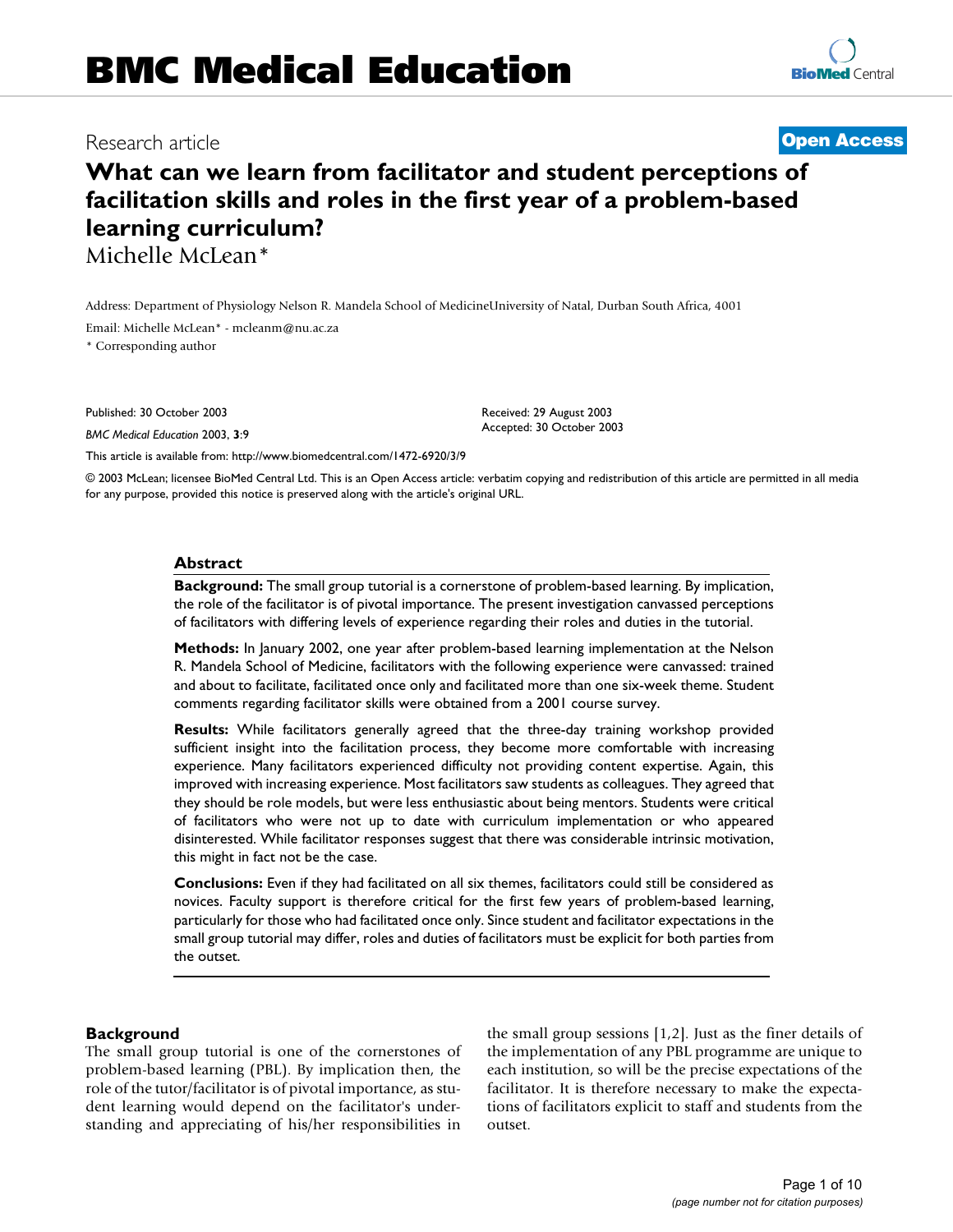# BMC Medical Education

Research article

**Open Access**

## What can we learn from facilitator and student perceptions of facilitation skills and roles in the first year of a problem-based learning curriculum?

Michelle McLean*

Address: Department of Physiology Nelson R. Mandela School of MedicineUniversity of Natal, Durban South Africa, 4001

Email: Michelle McLean* - mcleanm@nu.ac.za

* Corresponding author

Published: 30 October 2003

*BMC Medical Education* 2003, **3**:9

Received: 29 August 2003
Accepted: 30 October 2003

This article is available from: http://www.biomedcentral.com/1472-6920/3/9

© 2003 McLean; licensee BioMed Central Ltd. This is an Open Access article: verbatim copying and redistribution of this article are permitted in all media for any purpose, provided this notice is preserved along with the article's original URL.

### Abstract

**Background:** The small group tutorial is a cornerstone of problem-based learning. By implication, the role of the facilitator is of pivotal importance. The present investigation canvassed perceptions of facilitators with differing levels of experience regarding their roles and duties in the tutorial.

**Methods:** In January 2002, one year after problem-based learning implementation at the Nelson R. Mandela School of Medicine, facilitators with the following experience were canvassed: trained and about to facilitate, facilitated once only and facilitated more than one six-week theme. Student comments regarding facilitator skills were obtained from a 2001 course survey.

**Results:** While facilitators generally agreed that the three-day training workshop provided sufficient insight into the facilitation process, they become more comfortable with increasing experience. Many facilitators experienced difficulty not providing content expertise. Again, this improved with increasing experience. Most facilitators saw students as colleagues. They agreed that they should be role models, but were less enthusiastic about being mentors. Students were critical of facilitators who were not up to date with curriculum implementation or who appeared disinterested. While facilitator responses suggest that there was considerable intrinsic motivation, this might in fact not be the case.

**Conclusions:** Even if they had facilitated on all six themes, facilitators could still be considered as novices. Faculty support is therefore critical for the first few years of problem-based learning, particularly for those who had facilitated once only. Since student and facilitator expectations in the small group tutorial may differ, roles and duties of facilitators must be explicit for both parties from the outset.

### Background

The small group tutorial is one of the cornerstones of problem-based learning (PBL). By implication then, the role of the tutor/facilitator is of pivotal importance, as student learning would depend on the facilitator's understanding and appreciating of his/her responsibilities in the small group sessions [1,2]. Just as the finer details of the implementation of any PBL programme are unique to each institution, so will be the precise expectations of the facilitator. It is therefore necessary to make the expectations of facilitators explicit to staff and students from the outset.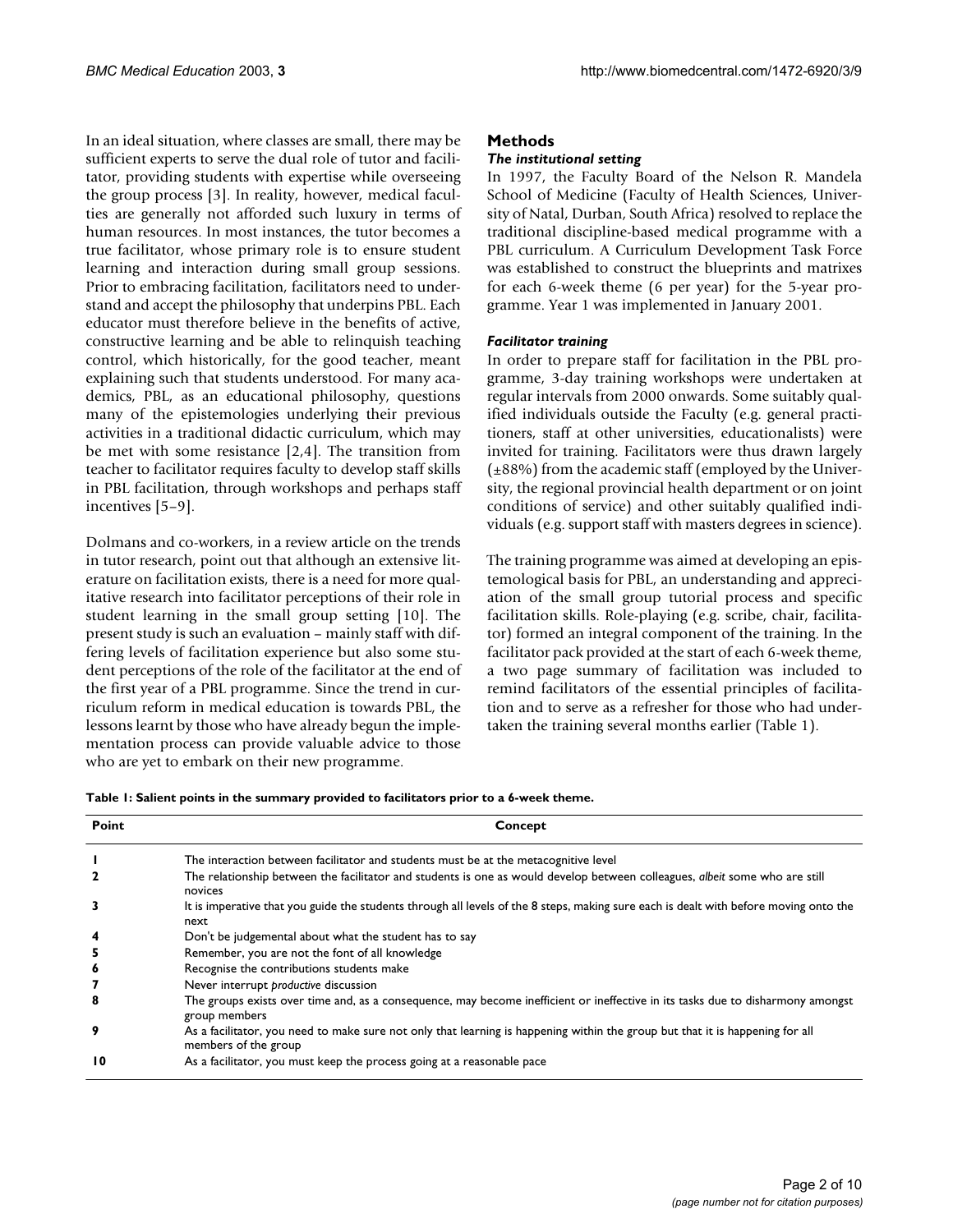In an ideal situation, where classes are small, there may be sufficient experts to serve the dual role of tutor and facilitator, providing students with expertise while overseeing the group process [3]. In reality, however, medical faculties are generally not afforded such luxury in terms of human resources. In most instances, the tutor becomes a true facilitator, whose primary role is to ensure student learning and interaction during small group sessions. Prior to embracing facilitation, facilitators need to understand and accept the philosophy that underpins PBL. Each educator must therefore believe in the benefits of active, constructive learning and be able to relinquish teaching control, which historically, for the good teacher, meant explaining such that students understood. For many academics, PBL, as an educational philosophy, questions many of the epistemologies underlying their previous activities in a traditional didactic curriculum, which may be met with some resistance [2,4]. The transition from teacher to facilitator requires faculty to develop staff skills in PBL facilitation, through workshops and perhaps staff incentives [5–9].

Dolmans and co-workers, in a review article on the trends in tutor research, point out that although an extensive literature on facilitation exists, there is a need for more qualitative research into facilitator perceptions of their role in student learning in the small group setting [10]. The present study is such an evaluation – mainly staff with differing levels of facilitation experience but also some student perceptions of the role of the facilitator at the end of the first year of a PBL programme. Since the trend in curriculum reform in medical education is towards PBL, the lessons learnt by those who have already begun the implementation process can provide valuable advice to those who are yet to embark on their new programme.

## Methods

### *The institutional setting*

In 1997, the Faculty Board of the Nelson R. Mandela School of Medicine (Faculty of Health Sciences, University of Natal, Durban, South Africa) resolved to replace the traditional discipline-based medical programme with a PBL curriculum. A Curriculum Development Task Force was established to construct the blueprints and matrixes for each 6-week theme (6 per year) for the 5-year programme. Year 1 was implemented in January 2001.

### *Facilitator training*

In order to prepare staff for facilitation in the PBL programme, 3-day training workshops were undertaken at regular intervals from 2000 onwards. Some suitably qualified individuals outside the Faculty (e.g. general practitioners, staff at other universities, educationalists) were invited for training. Facilitators were thus drawn largely (±88%) from the academic staff (employed by the University, the regional provincial health department or on joint conditions of service) and other suitably qualified individuals (e.g. support staff with masters degrees in science).

The training programme was aimed at developing an epistemological basis for PBL, an understanding and appreciation of the small group tutorial process and specific facilitation skills. Role-playing (e.g. scribe, chair, facilitator) formed an integral component of the training. In the facilitator pack provided at the start of each 6-week theme, a two page summary of facilitation was included to remind facilitators of the essential principles of facilitation and to serve as a refresher for those who had undertaken the training several months earlier (Table 1).

**Table 1: Salient points in the summary provided to facilitators prior to a 6-week theme.**

| Point | Concept |
| --- | --- |
| 1 | The interaction between facilitator and students must be at the metacognitive level |
| 2 | The relationship between the facilitator and students is one as would develop between colleagues, *albeit* some who are still novices |
| 3 | It is imperative that you guide the students through all levels of the 8 steps, making sure each is dealt with before moving onto the next |
| 4 | Don't be judgemental about what the student has to say |
| 5 | Remember, you are not the font of all knowledge |
| 6 | Recognise the contributions students make |
| 7 | Never interrupt *productive* discussion |
| 8 | The groups exists over time and, as a consequence, may become inefficient or ineffective in its tasks due to disharmony amongst group members |
| 9 | As a facilitator, you need to make sure not only that learning is happening within the group but that it is happening for all members of the group |
| 10 | As a facilitator, you must keep the process going at a reasonable pace |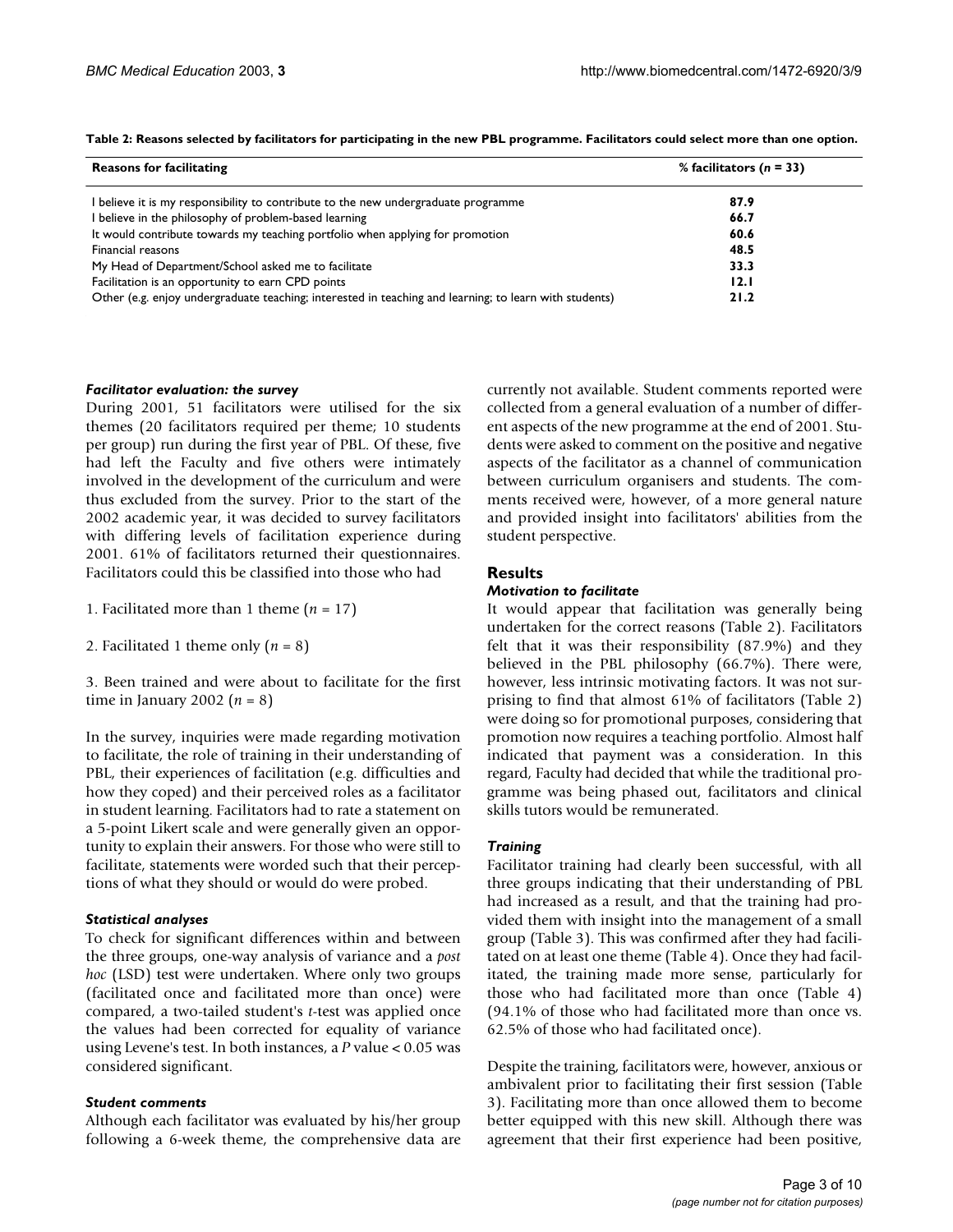**Table 2: Reasons selected by facilitators for participating in the new PBL programme. Facilitators could select more than one option.**

| Reasons for facilitating | % facilitators (*n* = 33) |
| --- | --- |
| I believe it is my responsibility to contribute to the new undergraduate programme | **87.9** |
| I believe in the philosophy of problem-based learning | **66.7** |
| It would contribute towards my teaching portfolio when applying for promotion | **60.6** |
| Financial reasons | **48.5** |
| My Head of Department/School asked me to facilitate | **33.3** |
| Facilitation is an opportunity to earn CPD points | **12.1** |
| Other (e.g. enjoy undergraduate teaching; interested in teaching and learning; to learn with students) | **21.2** |

### *Facilitator evaluation: the survey*

During 2001, 51 facilitators were utilised for the six themes (20 facilitators required per theme; 10 students per group) run during the first year of PBL. Of these, five had left the Faculty and five others were intimately involved in the development of the curriculum and were thus excluded from the survey. Prior to the start of the 2002 academic year, it was decided to survey facilitators with differing levels of facilitation experience during 2001. 61% of facilitators returned their questionnaires. Facilitators could this be classified into those who had

1. Facilitated more than 1 theme (*n* = 17)

2. Facilitated 1 theme only (*n* = 8)

3. Been trained and were about to facilitate for the first time in January 2002 (*n* = 8)

In the survey, inquiries were made regarding motivation to facilitate, the role of training in their understanding of PBL, their experiences of facilitation (e.g. difficulties and how they coped) and their perceived roles as a facilitator in student learning. Facilitators had to rate a statement on a 5-point Likert scale and were generally given an opportunity to explain their answers. For those who were still to facilitate, statements were worded such that their perceptions of what they should or would do were probed.

### *Statistical analyses*

To check for significant differences within and between the three groups, one-way analysis of variance and a *post hoc* (LSD) test were undertaken. Where only two groups (facilitated once and facilitated more than once) were compared, a two-tailed student's *t*-test was applied once the values had been corrected for equality of variance using Levene's test. In both instances, a $P$ value $< 0.05$ was considered significant.

### *Student comments*

Although each facilitator was evaluated by his/her group following a 6-week theme, the comprehensive data are currently not available. Student comments reported were collected from a general evaluation of a number of different aspects of the new programme at the end of 2001. Students were asked to comment on the positive and negative aspects of the facilitator as a channel of communication between curriculum organisers and students. The comments received were, however, of a more general nature and provided insight into facilitators' abilities from the student perspective.

## Results

### *Motivation to facilitate*

It would appear that facilitation was generally being undertaken for the correct reasons (Table 2). Facilitators felt that it was their responsibility (87.9%) and they believed in the PBL philosophy (66.7%). There were, however, less intrinsic motivating factors. It was not surprising to find that almost 61% of facilitators (Table 2) were doing so for promotional purposes, considering that promotion now requires a teaching portfolio. Almost half indicated that payment was a consideration. In this regard, Faculty had decided that while the traditional programme was being phased out, facilitators and clinical skills tutors would be remunerated.

### *Training*

Facilitator training had clearly been successful, with all three groups indicating that their understanding of PBL had increased as a result, and that the training had provided them with insight into the management of a small group (Table 3). This was confirmed after they had facilitated on at least one theme (Table 4). Once they had facilitated, the training made more sense, particularly for those who had facilitated more than once (Table 4) (94.1% of those who had facilitated more than once vs. 62.5% of those who had facilitated once).

Despite the training, facilitators were, however, anxious or ambivalent prior to facilitating their first session (Table 3). Facilitating more than once allowed them to become better equipped with this new skill. Although there was agreement that their first experience had been positive,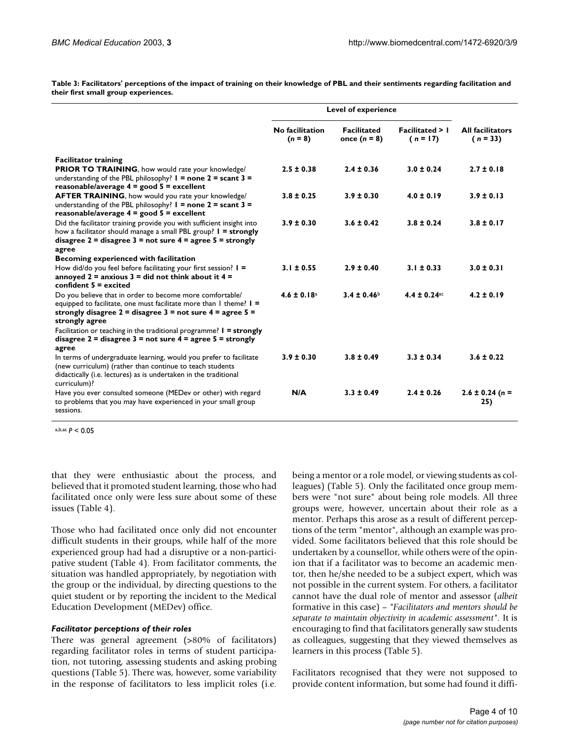**Table 3: Facilitators' perceptions of the impact of training on their knowledge of PBL and their sentiments regarding facilitation and their first small group experiences.**

| | Level of experience | | | |
|---|---|---|---|---|
| | No facilitation ($n$ = 8) | Facilitated once ($n$ = 8) | Facilitated > 1 ( $n$ = 17) | All facilitators ( $n$ = 33) |
| **Facilitator training** | | | | |
| **PRIOR TO TRAINING**, how would rate your knowledge/ understanding of the PBL philosophy? **1 = none 2 = scant 3 = reasonable/average 4 = good 5 = excellent** | **2.5 ± 0.38** | **2.4 ± 0.36** | **3.0 ± 0.24** | **2.7 ± 0.18** |
| **AFTER TRAINING**, how would you rate your knowledge/ understanding of the PBL philosophy? **1 = none 2 = scant 3 = reasonable/average 4 = good 5 = excellent** | **3.8 ± 0.25** | **3.9 ± 0.30** | **4.0 ± 0.19** | **3.9 ± 0.13** |
| Did the facilitator training provide you with sufficient insight into how a facilitator should manage a small PBL group? **1 = strongly disagree 2 = disagree 3 = not sure 4 = agree 5 = strongly agree** | **3.9 ± 0.30** | **3.6 ± 0.42** | **3.8 ± 0.24** | **3.8 ± 0.17** |
| **Becoming experienced with facilitation** | | | | |
| How did/do you feel before facilitating your first session? **1 = annoyed 2 = anxious 3 = did not think about it 4 = confident 5 = excited** | **3.1 ± 0.55** | **2.9 ± 0.40** | **3.1 ± 0.33** | **3.0 ± 0.31** |
| Do you believe that in order to become more comfortable/ equipped to facilitate, one must facilitate more than 1 theme? **1 = strongly disagree 2 = disagree 3 = not sure 4 = agree 5 = strongly agree** | **4.6 ± 0.18**[a] | **3.4 ± 0.46**[b] | **4.4 ± 0.24**[ac] | **4.2 ± 0.19** |
| Facilitation or teaching in the traditional programme? **1 = strongly disagree 2 = disagree 3 = not sure 4 = agree 5 = strongly agree** | | | | |
| In terms of undergraduate learning, would you prefer to facilitate (new curriculum) (rather than continue to teach students didactically (i.e. lectures) as is undertaken in the traditional curriculum)? | **3.9 ± 0.30** | **3.8 ± 0.49** | **3.3 ± 0.34** | **3.6 ± 0.22** |
| Have you ever consulted someone (MEDev or other) with regard to problems that you may have experienced in your small group sessions. | **N/A** | **3.3 ± 0.49** | **2.4 ± 0.26** | **2.6 ± 0.24 ($n$ = 25)** |

[a,b,ac] $P < 0.05$

that they were enthusiastic about the process, and believed that it promoted student learning, those who had facilitated once only were less sure about some of these issues (Table 4).

Those who had facilitated once only did not encounter difficult students in their groups, while half of the more experienced group had had a disruptive or a non-participative student (Table 4). From facilitator comments, the situation was handled appropriately, by negotiation with the group or the individual, by directing questions to the quiet student or by reporting the incident to the Medical Education Development (MEDev) office.

### *Facilitator perceptions of their roles*

There was general agreement (>80% of facilitators) regarding facilitator roles in terms of student participation, not tutoring, assessing students and asking probing questions (Table 5). There was, however, some variability in the response of facilitators to less implicit roles (i.e. being a mentor or a role model, or viewing students as colleagues) (Table 5). Only the facilitated once group members were "not sure" about being role models. All three groups were, however, uncertain about their role as a mentor. Perhaps this arose as a result of different perceptions of the term "mentor", although an example was provided. Some facilitators believed that this role should be undertaken by a counsellor, while others were of the opinion that if a facilitator was to become an academic mentor, then he/she needed to be a subject expert, which was not possible in the current system. For others, a facilitator cannot have the dual role of mentor and assessor (*albeit* formative in this case) – *"Facilitators and mentors should be separate to maintain objectivity in academic assessment"*. It is encouraging to find that facilitators generally saw students as colleagues, suggesting that they viewed themselves as learners in this process (Table 5).

Facilitators recognised that they were not supposed to provide content information, but some had found it diffi-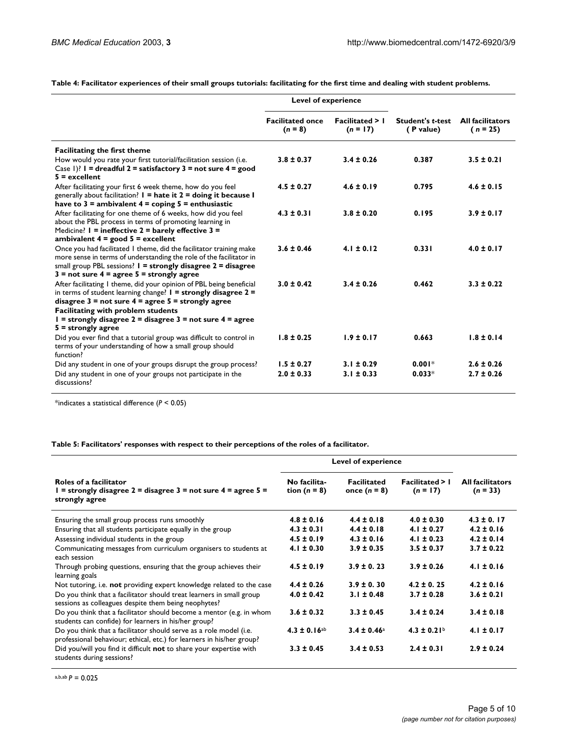**Table 4: Facilitator experiences of their small groups tutorials: facilitating for the first time and dealing with student problems.**

| | Level of experience | | | |
|---|---|---|---|---|
| | Facilitated once ($n$ = 8) | Facilitated > 1 ($n$ = 17) | Student's $t$-test ( P value) | All facilitators ( $n$ = 25) |
| **Facilitating the first theme** | | | | |
| How would you rate your first tutorial/facilitation session (i.e. Case 1)? **1 = dreadful 2 = satisfactory 3 = not sure 4 = good 5 = excellent** | **3.8 ± 0.37** | **3.4 ± 0.26** | **0.387** | **3.5 ± 0.21** |
| After facilitating your first 6 week theme, how do you feel generally about facilitation? **1 = hate it 2 = doing it because I have to 3 = ambivalent 4 = coping 5 = enthusiastic** | **4.5 ± 0.27** | **4.6 ± 0.19** | **0.795** | **4.6 ± 0.15** |
| After facilitating for one theme of 6 weeks, how did you feel about the PBL process in terms of promoting learning in Medicine? **1 = ineffective 2 = barely effective 3 = ambivalent 4 = good 5 = excellent** | **4.3 ± 0.31** | **3.8 ± 0.20** | **0.195** | **3.9 ± 0.17** |
| Once you had facilitated 1 theme, did the facilitator training make more sense in terms of understanding the role of the facilitator in small group PBL sessions? **1 = strongly disagree 2 = disagree 3 = not sure 4 = agree 5 = strongly agree** | **3.6 ± 0.46** | **4.1 ± 0.12** | **0.331** | **4.0 ± 0.17** |
| After facilitating 1 theme, did your opinion of PBL being beneficial in terms of student learning change? **1 = strongly disagree 2 = disagree 3 = not sure 4 = agree 5 = strongly agree** | **3.0 ± 0.42** | **3.4 ± 0.26** | **0.462** | **3.3 ± 0.22** |
| **Facilitating with problem students** **1 = strongly disagree 2 = disagree 3 = not sure 4 = agree 5 = strongly agree** | | | | |
| Did you ever find that a tutorial group was difficult to control in terms of your understanding of how a small group should function? | **1.8 ± 0.25** | **1.9 ± 0.17** | **0.663** | **1.8 ± 0.14** |
| Did any student in one of your groups disrupt the group process? | **1.5 ± 0.27** | **3.1 ± 0.29** | **0.001***  | **2.6 ± 0.26** |
| Did any student in one of your groups not participate in the discussions? | **2.0 ± 0.33** | **3.1 ± 0.33** | **0.033*** | **2.7 ± 0.26** |

*indicates a statistical difference ($P$ < 0.05)

**Table 5: Facilitators' responses with respect to their perceptions of the roles of a facilitator.**

| | Level of experience | | | |
|---|---|---|---|---|
| **Roles of a facilitator** **1 = strongly disagree 2 = disagree 3 = not sure 4 = agree 5 = strongly agree** | No facilitation ($n$ = 8) | Facilitated once ($n$ = 8) | Facilitated > 1 ($n$ = 17) | All facilitators ($n$ = 33) |
| Ensuring the small group process runs smoothly | **4.8 ± 0.16** | **4.4 ± 0.18** | **4.0 ± 0.30** | **4.3 ± 0. 17** |
| Ensuring that all students participate equally in the group | **4.3 ± 0.31** | **4.4 ± 0.18** | **4.1 ± 0.27** | **4.2 ± 0.16** |
| Assessing individual students in the group | **4.5 ± 0.19** | **4.3 ± 0.16** | **4.1 ± 0.23** | **4.2 ± 0.14** |
| Communicating messages from curriculum organisers to students at each session | **4.1 ± 0.30** | **3.9 ± 0.35** | **3.5 ± 0.37** | **3.7 ± 0.22** |
| Through probing questions, ensuring that the group achieves their learning goals | **4.5 ± 0.19** | **3.9 ± 0. 23** | **3.9 ± 0.26** | **4.1 ± 0.16** |
| Not tutoring, i.e. **not** providing expert knowledge related to the case | **4.4 ± 0.26** | **3.9 ± 0. 30** | **4.2 ± 0. 25** | **4.2 ± 0.16** |
| Do you think that a facilitator should treat learners in small group sessions as colleagues despite them being neophytes? | **4.0 ± 0.42** | **3.1 ± 0.48** | **3.7 ± 0.28** | **3.6 ± 0.21** |
| Do you think that a facilitator should become a mentor (e.g. in whom students can confide) for learners in his/her group? | **3.6 ± 0.32** | **3.3 ± 0.45** | **3.4 ± 0.24** | **3.4 ± 0.18** |
| Do you think that a facilitator should serve as a role model (i.e. professional behaviour; ethical, etc.) for learners in his/her group? | **4.3 ± 0.16**[ab] | **3.4 ± 0.46**[a] | **4.3 ± 0.21**[b] | **4.1 ± 0.17** |
| Did you/will you find it difficult **not** to share your expertise with students during sessions? | **3.3 ± 0.45** | **3.4 ± 0.53** | **2.4 ± 0.31** | **2.9 ± 0.24** |

[a,b,ab] $P$ = 0.025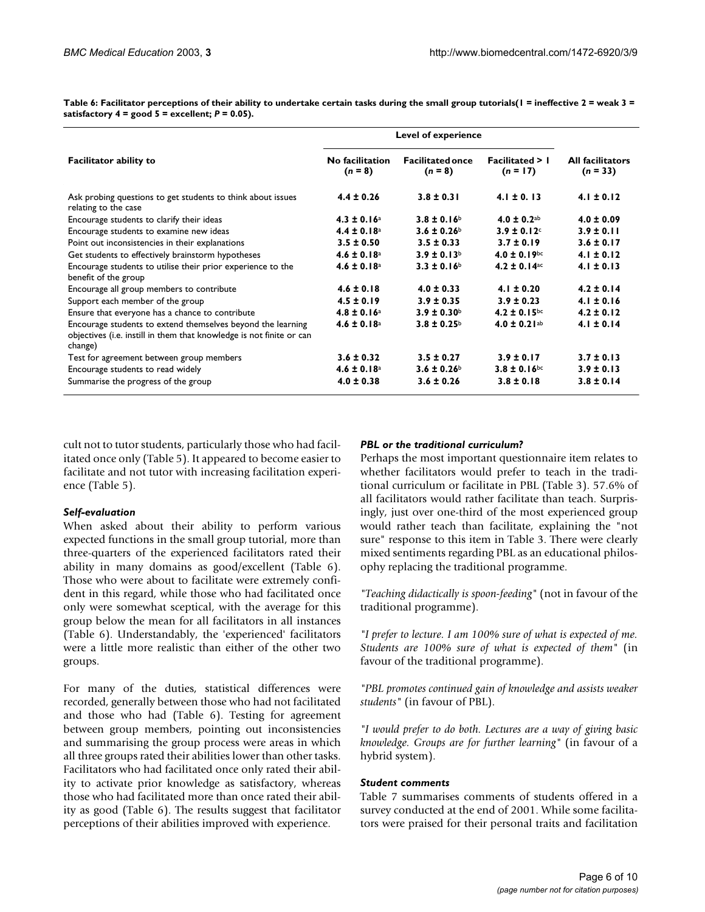**Table 6: Facilitator perceptions of their ability to undertake certain tasks during the small group tutorials(1 = ineffective 2 = weak 3 = satisfactory 4 = good 5 = excellent; $P = 0.05$).**

| Facilitator ability to | Level of experience | | | All facilitators ($n = 33$) |
|---|---|---|---|---|
| | No facilitation ($n = 8$) | Facilitated once ($n = 8$) | Facilitated > 1 ($n = 17$) | |
| Ask probing questions to get students to think about issues relating to the case | **4.4 ± 0.26** | **3.8 ± 0.31** | **4.1 ± 0. 13** | **4.1 ± 0.12** |
| Encourage students to clarify their ideas | **4.3 ± 0.16**[a] | **3.8 ± 0.16**[b] | **4.0 ± 0.2**[ab] | **4.0 ± 0.09** |
| Encourage students to examine new ideas | **4.4 ± 0.18**[a] | **3.6 ± 0.26**[b] | **3.9 ± 0.12**[c] | **3.9 ± 0.11** |
| Point out inconsistencies in their explanations | **3.5 ± 0.50** | **3.5 ± 0.33** | **3.7 ± 0.19** | **3.6 ± 0.17** |
| Get students to effectively brainstorm hypotheses | **4.6 ± 0.18**[a] | **3.9 ± 0.13**[b] | **4.0 ± 0.19**[bc] | **4.1 ± 0.12** |
| Encourage students to utilise their prior experience to the benefit of the group | **4.6 ± 0.18**[a] | **3.3 ± 0.16**[b] | **4.2 ± 0.14**[ac] | **4.1 ± 0.13** |
| Encourage all group members to contribute | **4.6 ± 0.18** | **4.0 ± 0.33** | **4.1 ± 0.20** | **4.2 ± 0.14** |
| Support each member of the group | **4.5 ± 0.19** | **3.9 ± 0.35** | **3.9 ± 0.23** | **4.1 ± 0.16** |
| Ensure that everyone has a chance to contribute | **4.8 ± 0.16**[a] | **3.9 ± 0.30**[b] | **4.2 ± 0.15**[bc] | **4.2 ± 0.12** |
| Encourage students to extend themselves beyond the learning objectives (i.e. instill in them that knowledge is not finite or can change) | **4.6 ± 0.18**[a] | **3.8 ± 0.25**[b] | **4.0 ± 0.21**[ab] | **4.1 ± 0.14** |
| Test for agreement between group members | **3.6 ± 0.32** | **3.5 ± 0.27** | **3.9 ± 0.17** | **3.7 ± 0.13** |
| Encourage students to read widely | **4.6 ± 0.18**[a] | **3.6 ± 0.26**[b] | **3.8 ± 0.16**[bc] | **3.9 ± 0.13** |
| Summarise the progress of the group | **4.0 ± 0.38** | **3.6 ± 0.26** | **3.8 ± 0.18** | **3.8 ± 0.14** |

cult not to tutor students, particularly those who had facilitated once only (Table 5). It appeared to become easier to facilitate and not tutor with increasing facilitation experience (Table 5).

### *Self-evaluation*

When asked about their ability to perform various expected functions in the small group tutorial, more than three-quarters of the experienced facilitators rated their ability in many domains as good/excellent (Table 6). Those who were about to facilitate were extremely confident in this regard, while those who had facilitated once only were somewhat sceptical, with the average for this group below the mean for all facilitators in all instances (Table 6). Understandably, the 'experienced' facilitators were a little more realistic than either of the other two groups.

For many of the duties, statistical differences were recorded, generally between those who had not facilitated and those who had (Table 6). Testing for agreement between group members, pointing out inconsistencies and summarising the group process were areas in which all three groups rated their abilities lower than other tasks. Facilitators who had facilitated once only rated their ability to activate prior knowledge as satisfactory, whereas those who had facilitated more than once rated their ability as good (Table 6). The results suggest that facilitator perceptions of their abilities improved with experience.

### *PBL or the traditional curriculum?*

Perhaps the most important questionnaire item relates to whether facilitators would prefer to teach in the traditional curriculum or facilitate in PBL (Table 3). 57.6% of all facilitators would rather facilitate than teach. Surprisingly, just over one-third of the most experienced group would rather teach than facilitate, explaining the "not sure" response to this item in Table 3. There were clearly mixed sentiments regarding PBL as an educational philosophy replacing the traditional programme.

"*Teaching didactically is spoon-feeding*" (not in favour of the traditional programme).

"*I prefer to lecture. I am 100% sure of what is expected of me. Students are 100% sure of what is expected of them*" (in favour of the traditional programme).

"*PBL promotes continued gain of knowledge and assists weaker students*" (in favour of PBL).

"*I would prefer to do both. Lectures are a way of giving basic knowledge. Groups are for further learning*" (in favour of a hybrid system).

### *Student comments*

Table 7 summarises comments of students offered in a survey conducted at the end of 2001. While some facilitators were praised for their personal traits and facilitation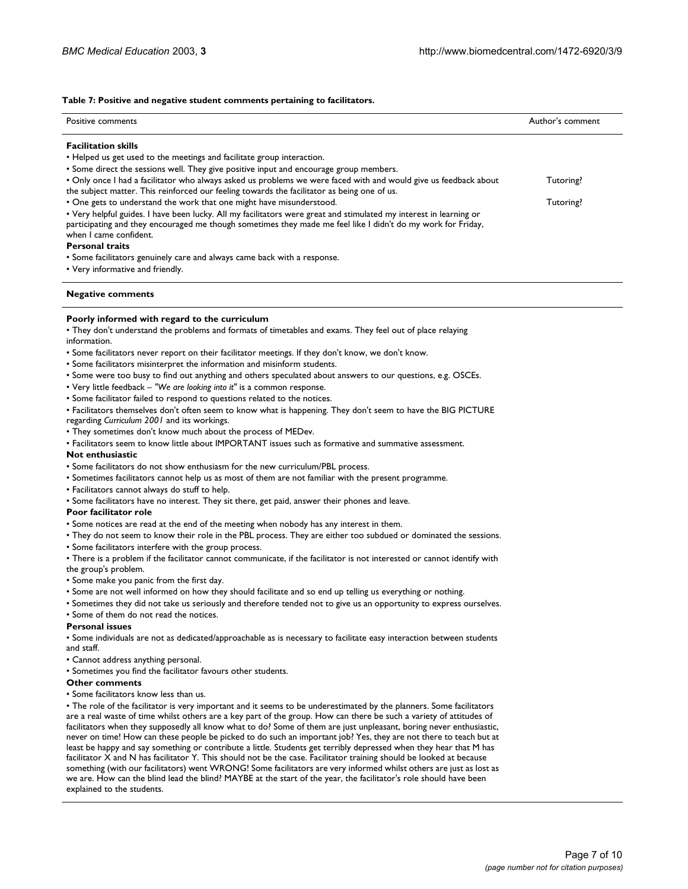**Table 7: Positive and negative student comments pertaining to facilitators.**

| Positive comments | Author's comment |
| --- | --- |
| **Facilitation skills** | |
| • Helped us get used to the meetings and facilitate group interaction. | |
| • Some direct the sessions well. They give positive input and encourage group members. | |
| • Only once I had a facilitator who always asked us problems we were faced with and would give us feedback about the subject matter. This reinforced our feeling towards the facilitator as being one of us. | Tutoring? |
| • One gets to understand the work that one might have misunderstood. | Tutoring? |
| • Very helpful guides. I have been lucky. All my facilitators were great and stimulated my interest in learning or participating and they encouraged me though sometimes they made me feel like I didn't do my work for Friday, when I came confident. | |
| **Personal traits** | |
| • Some facilitators genuinely care and always came back with a response. | |
| • Very informative and friendly. | |
| **Negative comments** | |
| **Poorly informed with regard to the curriculum** | |
| • They don't understand the problems and formats of timetables and exams. They feel out of place relaying information. | |
| • Some facilitators never report on their facilitator meetings. If they don't know, we don't know. | |
| • Some facilitators misinterpret the information and misinform students. | |
| • Some were too busy to find out anything and others speculated about answers to our questions, e.g. OSCEs. | |
| • Very little feedback – "*We are looking into it*" is a common response. | |
| • Some facilitator failed to respond to questions related to the notices. | |
| • Facilitators themselves don't often seem to know what is happening. They don't seem to have the BIG PICTURE regarding *Curriculum 2001* and its workings. | |
| • They sometimes don't know much about the process of MEDev. | |
| • Facilitators seem to know little about IMPORTANT issues such as formative and summative assessment. | |
| **Not enthusiastic** | |
| • Some facilitators do not show enthusiasm for the new curriculum/PBL process. | |
| • Sometimes facilitators cannot help us as most of them are not familiar with the present programme. | |
| • Facilitators cannot always do stuff to help. | |
| • Some facilitators have no interest. They sit there, get paid, answer their phones and leave. | |
| **Poor facilitator role** | |
| • Some notices are read at the end of the meeting when nobody has any interest in them. | |
| • They do not seem to know their role in the PBL process. They are either too subdued or dominated the sessions. | |
| • Some facilitators interfere with the group process. | |
| • There is a problem if the facilitator cannot communicate, if the facilitator is not interested or cannot identify with the group's problem. | |
| • Some make you panic from the first day. | |
| • Some are not well informed on how they should facilitate and so end up telling us everything or nothing. | |
| • Sometimes they did not take us seriously and therefore tended not to give us an opportunity to express ourselves. | |
| • Some of them do not read the notices. | |
| **Personal issues** | |
| • Some individuals are not as dedicated/approachable as is necessary to facilitate easy interaction between students and staff. | |
| • Cannot address anything personal. | |
| • Sometimes you find the facilitator favours other students. | |
| **Other comments** | |
| • Some facilitators know less than us. | |
| • The role of the facilitator is very important and it seems to be underestimated by the planners. Some facilitators are a real waste of time whilst others are a key part of the group. How can there be such a variety of attitudes of facilitators when they supposedly all know what to do? Some of them are just unpleasant, boring never enthusiastic, never on time! How can these people be picked to do such an important job? Yes, they are not there to teach but at least be happy and say something or contribute a little. Students get terribly depressed when they hear that M has facilitator X and N has facilitator Y. This should not be the case. Facilitator training should be looked at because something (with our facilitators) went WRONG! Some facilitators are very informed whilst others are just as lost as we are. How can the blind lead the blind? MAYBE at the start of the year, the facilitator's role should have been explained to the students. | |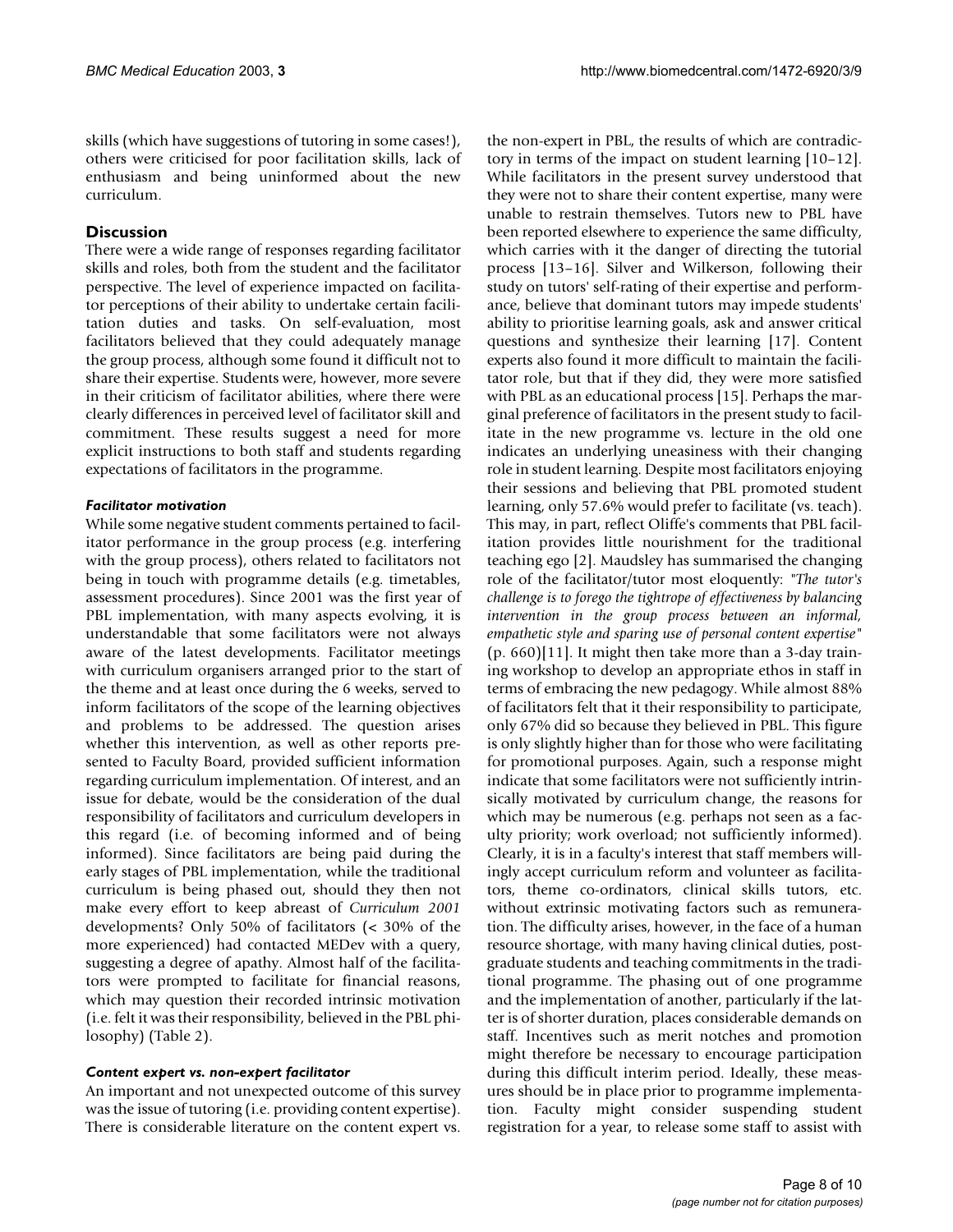skills (which have suggestions of tutoring in some cases!), others were criticised for poor facilitation skills, lack of enthusiasm and being uninformed about the new curriculum.

## Discussion

There were a wide range of responses regarding facilitator skills and roles, both from the student and the facilitator perspective. The level of experience impacted on facilitator perceptions of their ability to undertake certain facilitation duties and tasks. On self-evaluation, most facilitators believed that they could adequately manage the group process, although some found it difficult not to share their expertise. Students were, however, more severe in their criticism of facilitator abilities, where there were clearly differences in perceived level of facilitator skill and commitment. These results suggest a need for more explicit instructions to both staff and students regarding expectations of facilitators in the programme.

### *Facilitator motivation*

While some negative student comments pertained to facilitator performance in the group process (e.g. interfering with the group process), others related to facilitators not being in touch with programme details (e.g. timetables, assessment procedures). Since 2001 was the first year of PBL implementation, with many aspects evolving, it is understandable that some facilitators were not always aware of the latest developments. Facilitator meetings with curriculum organisers arranged prior to the start of the theme and at least once during the 6 weeks, served to inform facilitators of the scope of the learning objectives and problems to be addressed. The question arises whether this intervention, as well as other reports presented to Faculty Board, provided sufficient information regarding curriculum implementation. Of interest, and an issue for debate, would be the consideration of the dual responsibility of facilitators and curriculum developers in this regard (i.e. of becoming informed and of being informed). Since facilitators are being paid during the early stages of PBL implementation, while the traditional curriculum is being phased out, should they then not make every effort to keep abreast of *Curriculum 2001* developments? Only 50% of facilitators (< 30% of the more experienced) had contacted MEDev with a query, suggesting a degree of apathy. Almost half of the facilitators were prompted to facilitate for financial reasons, which may question their recorded intrinsic motivation (i.e. felt it was their responsibility, believed in the PBL philosophy) (Table 2).

### *Content expert vs. non-expert facilitator*

An important and not unexpected outcome of this survey was the issue of tutoring (i.e. providing content expertise). There is considerable literature on the content expert vs. the non-expert in PBL, the results of which are contradictory in terms of the impact on student learning [10–12]. While facilitators in the present survey understood that they were not to share their content expertise, many were unable to restrain themselves. Tutors new to PBL have been reported elsewhere to experience the same difficulty, which carries with it the danger of directing the tutorial process [13–16]. Silver and Wilkerson, following their study on tutors' self-rating of their expertise and performance, believe that dominant tutors may impede students' ability to prioritise learning goals, ask and answer critical questions and synthesize their learning [17]. Content experts also found it more difficult to maintain the facilitator role, but that if they did, they were more satisfied with PBL as an educational process [15]. Perhaps the marginal preference of facilitators in the present study to facilitate in the new programme vs. lecture in the old one indicates an underlying uneasiness with their changing role in student learning. Despite most facilitators enjoying their sessions and believing that PBL promoted student learning, only 57.6% would prefer to facilitate (vs. teach). This may, in part, reflect Oliffe's comments that PBL facilitation provides little nourishment for the traditional teaching ego [2]. Maudsley has summarised the changing role of the facilitator/tutor most eloquently: "*The tutor's challenge is to forego the tightrope of effectiveness by balancing intervention in the group process between an informal, empathetic style and sparing use of personal content expertise*" (p. 660)[11]. It might then take more than a 3-day training workshop to develop an appropriate ethos in staff in terms of embracing the new pedagogy. While almost 88% of facilitators felt that it their responsibility to participate, only 67% did so because they believed in PBL. This figure is only slightly higher than for those who were facilitating for promotional purposes. Again, such a response might indicate that some facilitators were not sufficiently intrinsically motivated by curriculum change, the reasons for which may be numerous (e.g. perhaps not seen as a faculty priority; work overload; not sufficiently informed). Clearly, it is in a faculty's interest that staff members willingly accept curriculum reform and volunteer as facilitators, theme co-ordinators, clinical skills tutors, etc. without extrinsic motivating factors such as remuneration. The difficulty arises, however, in the face of a human resource shortage, with many having clinical duties, postgraduate students and teaching commitments in the traditional programme. The phasing out of one programme and the implementation of another, particularly if the latter is of shorter duration, places considerable demands on staff. Incentives such as merit notches and promotion might therefore be necessary to encourage participation during this difficult interim period. Ideally, these measures should be in place prior to programme implementation. Faculty might consider suspending student registration for a year, to release some staff to assist with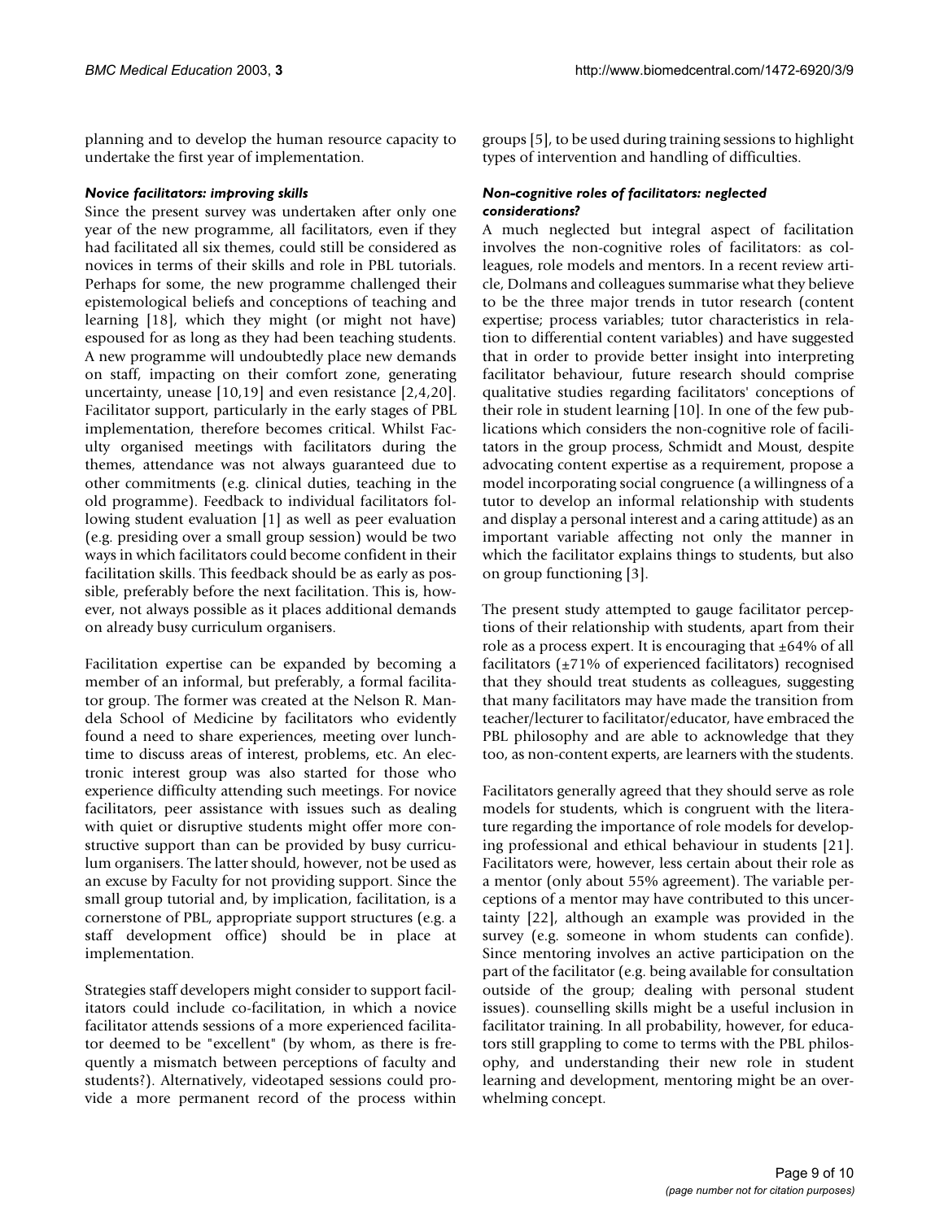planning and to develop the human resource capacity to undertake the first year of implementation.

### *Novice facilitators: improving skills*

Since the present survey was undertaken after only one year of the new programme, all facilitators, even if they had facilitated all six themes, could still be considered as novices in terms of their skills and role in PBL tutorials. Perhaps for some, the new programme challenged their epistemological beliefs and conceptions of teaching and learning [18], which they might (or might not have) espoused for as long as they had been teaching students. A new programme will undoubtedly place new demands on staff, impacting on their comfort zone, generating uncertainty, unease [10,19] and even resistance [2,4,20]. Facilitator support, particularly in the early stages of PBL implementation, therefore becomes critical. Whilst Faculty organised meetings with facilitators during the themes, attendance was not always guaranteed due to other commitments (e.g. clinical duties, teaching in the old programme). Feedback to individual facilitators following student evaluation [1] as well as peer evaluation (e.g. presiding over a small group session) would be two ways in which facilitators could become confident in their facilitation skills. This feedback should be as early as possible, preferably before the next facilitation. This is, however, not always possible as it places additional demands on already busy curriculum organisers.

Facilitation expertise can be expanded by becoming a member of an informal, but preferably, a formal facilitator group. The former was created at the Nelson R. Mandela School of Medicine by facilitators who evidently found a need to share experiences, meeting over lunchtime to discuss areas of interest, problems, etc. An electronic interest group was also started for those who experience difficulty attending such meetings. For novice facilitators, peer assistance with issues such as dealing with quiet or disruptive students might offer more constructive support than can be provided by busy curriculum organisers. The latter should, however, not be used as an excuse by Faculty for not providing support. Since the small group tutorial and, by implication, facilitation, is a cornerstone of PBL, appropriate support structures (e.g. a staff development office) should be in place at implementation.

Strategies staff developers might consider to support facilitators could include co-facilitation, in which a novice facilitator attends sessions of a more experienced facilitator deemed to be "excellent" (by whom, as there is frequently a mismatch between perceptions of faculty and students?). Alternatively, videotaped sessions could provide a more permanent record of the process within groups [5], to be used during training sessions to highlight types of intervention and handling of difficulties.

### *Non-cognitive roles of facilitators: neglected considerations?*

A much neglected but integral aspect of facilitation involves the non-cognitive roles of facilitators: as colleagues, role models and mentors. In a recent review article, Dolmans and colleagues summarise what they believe to be the three major trends in tutor research (content expertise; process variables; tutor characteristics in relation to differential content variables) and have suggested that in order to provide better insight into interpreting facilitator behaviour, future research should comprise qualitative studies regarding facilitators' conceptions of their role in student learning [10]. In one of the few publications which considers the non-cognitive role of facilitators in the group process, Schmidt and Moust, despite advocating content expertise as a requirement, propose a model incorporating social congruence (a willingness of a tutor to develop an informal relationship with students and display a personal interest and a caring attitude) as an important variable affecting not only the manner in which the facilitator explains things to students, but also on group functioning [3].

The present study attempted to gauge facilitator perceptions of their relationship with students, apart from their role as a process expert. It is encouraging that ±64% of all facilitators (±71% of experienced facilitators) recognised that they should treat students as colleagues, suggesting that many facilitators may have made the transition from teacher/lecturer to facilitator/educator, have embraced the PBL philosophy and are able to acknowledge that they too, as non-content experts, are learners with the students.

Facilitators generally agreed that they should serve as role models for students, which is congruent with the literature regarding the importance of role models for developing professional and ethical behaviour in students [21]. Facilitators were, however, less certain about their role as a mentor (only about 55% agreement). The variable perceptions of a mentor may have contributed to this uncertainty [22], although an example was provided in the survey (e.g. someone in whom students can confide). Since mentoring involves an active participation on the part of the facilitator (e.g. being available for consultation outside of the group; dealing with personal student issues). counselling skills might be a useful inclusion in facilitator training. In all probability, however, for educators still grappling to come to terms with the PBL philosophy, and understanding their new role in student learning and development, mentoring might be an overwhelming concept.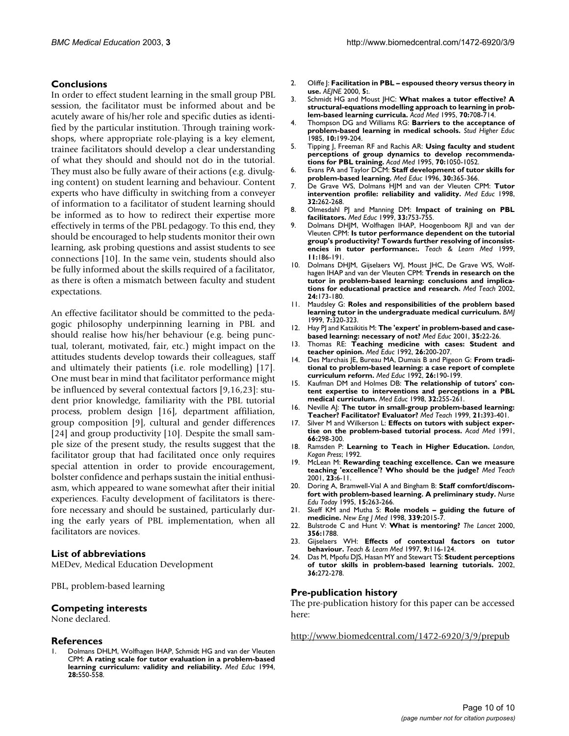## Conclusions

In order to effect student learning in the small group PBL session, the facilitator must be informed about and be acutely aware of his/her role and specific duties as identified by the particular institution. Through training workshops, where appropriate role-playing is a key element, trainee facilitators should develop a clear understanding of what they should and should not do in the tutorial. They must also be fully aware of their actions (e.g. divulging content) on student learning and behaviour. Content experts who have difficulty in switching from a conveyer of information to a facilitator of student learning should be informed as to how to redirect their expertise more effectively in terms of the PBL pedagogy. To this end, they should be encouraged to help students monitor their own learning, ask probing questions and assist students to see connections [10]. In the same vein, students should also be fully informed about the skills required of a facilitator, as there is often a mismatch between faculty and student expectations.

An effective facilitator should be committed to the pedagogic philosophy underpinning learning in PBL and should realise how his/her behaviour (e.g. being punctual, tolerant, motivated, fair, etc.) might impact on the attitudes students develop towards their colleagues, staff and ultimately their patients (i.e. role modelling) [17]. One must bear in mind that facilitator performance might be influenced by several contextual factors [9,16,23]: student prior knowledge, familiarity with the PBL tutorial process, problem design [16], department affiliation, group composition [9], cultural and gender differences [24] and group productivity [10]. Despite the small sample size of the present study, the results suggest that the facilitator group that had facilitated once only requires special attention in order to provide encouragement, bolster confidence and perhaps sustain the initial enthusiasm, which appeared to wane somewhat after their initial experiences. Faculty development of facilitators is therefore necessary and should be sustained, particularly during the early years of PBL implementation, when all facilitators are novices.

## List of abbreviations

MEDev, Medical Education Development

PBL, problem-based learning

## Competing interests

None declared.

## References

1. Dolmans DHLM, Wolfhagen IHAP, Schmidt HG and van der Vleuten CPM: **A rating scale for tutor evaluation in a problem-based learning curriculum: validity and reliability.** *Med Educ* 1994, **28:**550-558.
2. Oliffe J: **Facilitation in PBL – espoused theory versus theory in use.** *AEJNE* 2000, **5:**.
3. Schmidt HG and Moust JHC: **What makes a tutor effective? A structural-equations modelling approach to learning in problem-based learning curricula.** *Acad Med* 1995, **70:**708-714.
4. Thompson DG and Williams RG: **Barriers to the acceptance of problem-based learning in medical schools.** *Stud Higher Educ* 1985, **10:**199-204.
5. Tipping J, Freeman RF and Rachis AR: **Using faculty and student perceptions of group dynamics to develop recommendations for PBL training.** *Acad Med* 1995, **70:**1050-1052.
6. Evans PA and Taylor DCM: **Staff development of tutor skills for problem-based learning.** *Med Educ* 1996, **30:**365-366.
7. De Grave WS, Dolmans HJM and van der Vleuten CPM: **Tutor intervention profile: reliability and validity.** *Med Educ* 1998, **32:**262-268.
8. Olmesdahl PJ and Manning DM: **Impact of training on PBL facilitators.** *Med Educ* 1999, **33:**753-755.
9. Dolmans DHJM, Wolfhagen IHAP, Hoogenboom RJI and van der Vleuten CPM: **Is tutor performance dependent on the tutorial group's productivity? Towards further resolving of inconsistencies in tutor performance:.** *Teach & Learn Med* 1999, **11:**186-191.
10. Dolmans DHJM, Gijselaers WJ, Moust JHC, De Grave WS, Wolfhagen IHAP and van der Vleuten CPM: **Trends in research on the tutor in problem-based learning: conclusions and implications for educational practice and research.** *Med Teach* 2002, **24:**173-180.
11. Maudsley G: **Roles and responsibilities of the problem based learning tutor in the undergraduate medical curriculum.** *BMJ* 1999, **7:**320-323.
12. Hay PJ and Katsikitis M: **The 'expert' in problem-based and case-based learning: necessary of not?** *Med Educ* 2001, **35:**22-26.
13. Thomas RE: **Teaching medicine with cases: Student and teacher opinion.** *Med Educ* 1992, **26:**200-207.
14. Des Marchais JE, Bureau MA, Dumais B and Pigeon G: **From traditional to problem-based learning: a case report of complete curriculum reform.** *Med Educ* 1992, **26:**190-199.
15. Kaufman DM and Holmes DB: **The relationship of tutors' content expertise to interventions and perceptions in a PBL medical curriculum.** *Med Educ* 1998, **32:**255-261.
16. Neville AJ: **The tutor in small-group problem-based learning: Teacher? Facilitator? Evaluator?** *Med Teach* 1999, **21:**393-401.
17. Silver M and Wilkerson L: **Effects on tutors with subject expertise on the problem-based tutorial process.** *Acad Med* 1991, **66:**298-300.
18. Ramsden P: **Learning to Teach in Higher Education.** *London, Kogan Press*; 1992.
19. McLean M: **Rewarding teaching excellence. Can we measure teaching 'excellence'? Who should be the judge?** *Med Teach* 2001, **23:**6-11.
20. Doring A, Bramwell-Vial A and Bingham B: **Staff comfort/discomfort with problem-based learning. A preliminary study.** *Nurse Edu Today* 1995, **15:**263-266.
21. Skeff KM and Mutha S: **Role models – guiding the future of medicine.** *New Eng J Med* 1998, **339:**2015-7.
22. Bulstrode C and Hunt V: **What is mentoring?** *The Lancet* 2000, **356:**1788.
23. Gijselaers WH: **Effects of contextual factors on tutor behaviour.** *Teach & Learn Med* 1997, **9:**116-124.
24. Das M, Mpofu DJS, Hasan MY and Stewart TS: **Student perceptions of tutor skills in problem-based learning tutorials.** 2002, **36:**272-278.

## Pre-publication history

The pre-publication history for this paper can be accessed here:

http://www.biomedcentral.com/1472-6920/3/9/prepub